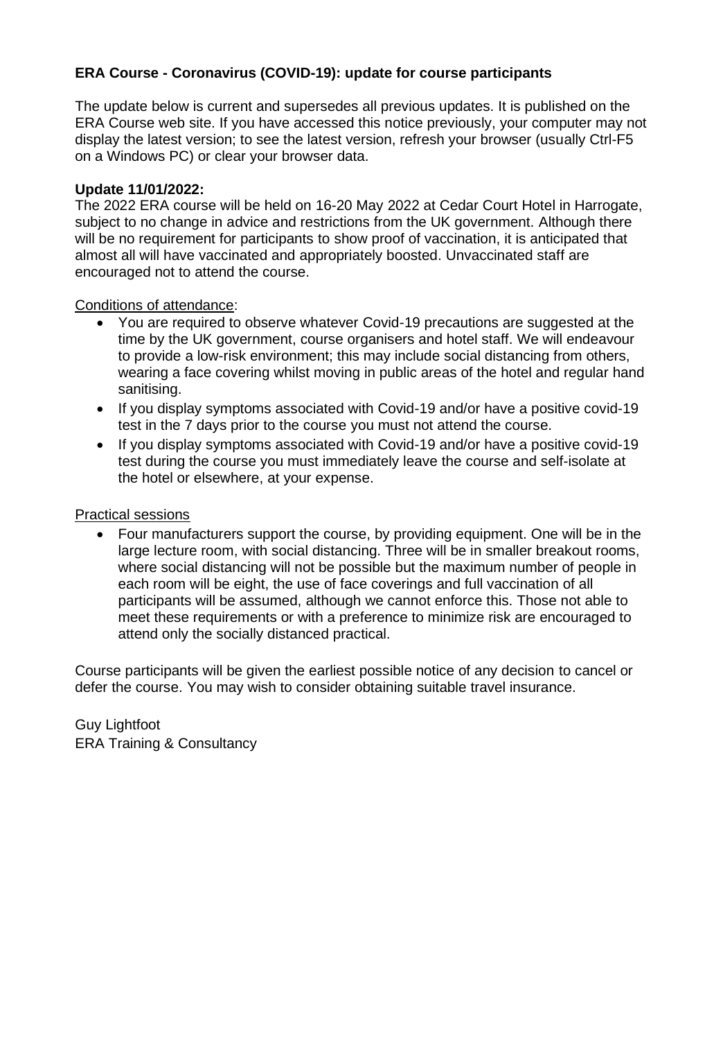**ERA Course - Coronavirus (COVID-19): update for course participants**

The update below is current and supersedes all previous updates. It is published on the ERA Course web site. If you have accessed this notice previously, your computer may not display the latest version; to see the latest version, refresh your browser (usually Ctrl-F5 on a Windows PC) or clear your browser data.

**Update 11/01/2022:**
The 2022 ERA course will be held on 16-20 May 2022 at Cedar Court Hotel in Harrogate, subject to no change in advice and restrictions from the UK government. Although there will be no requirement for participants to show proof of vaccination, it is anticipated that almost all will have vaccinated and appropriately boosted. Unvaccinated staff are encouraged not to attend the course.

Conditions of attendance:

- You are required to observe whatever Covid-19 precautions are suggested at the time by the UK government, course organisers and hotel staff. We will endeavour to provide a low-risk environment; this may include social distancing from others, wearing a face covering whilst moving in public areas of the hotel and regular hand sanitising.
- If you display symptoms associated with Covid-19 and/or have a positive covid-19 test in the 7 days prior to the course you must not attend the course.
- If you display symptoms associated with Covid-19 and/or have a positive covid-19 test during the course you must immediately leave the course and self-isolate at the hotel or elsewhere, at your expense.

Practical sessions

- Four manufacturers support the course, by providing equipment. One will be in the large lecture room, with social distancing. Three will be in smaller breakout rooms, where social distancing will not be possible but the maximum number of people in each room will be eight, the use of face coverings and full vaccination of all participants will be assumed, although we cannot enforce this. Those not able to meet these requirements or with a preference to minimize risk are encouraged to attend only the socially distanced practical.

Course participants will be given the earliest possible notice of any decision to cancel or defer the course. You may wish to consider obtaining suitable travel insurance.

Guy Lightfoot
ERA Training & Consultancy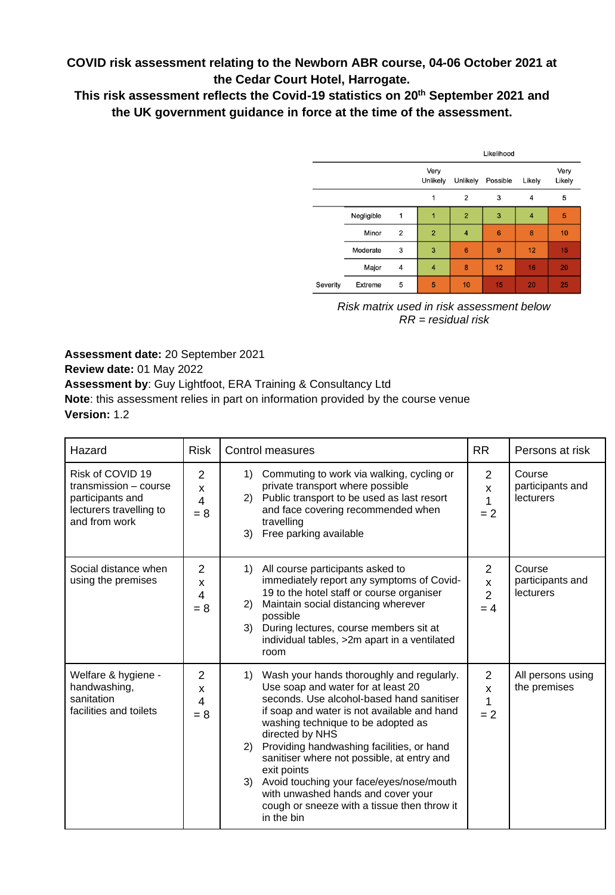**COVID risk assessment relating to the Newborn ABR course, 04-06 October 2021 at the Cedar Court Hotel, Harrogate.**
**This risk assessment reflects the Covid-19 statistics on 20th September 2021 and the UK government guidance in force at the time of the assessment.**

| | | | Likelihood | | | | |
|---|---|---|---|---|---|---|---|
| | | | Very Unlikely | Unlikely | Possible | Likely | Very Likely |
| | | | 1 | 2 | 3 | 4 | 5 |
| | Negligible | 1 | 1 | 2 | 3 | 4 | 5 |
| | Minor | 2 | 2 | 4 | 6 | 8 | 10 |
| | Moderate | 3 | 3 | 6 | 9 | 12 | 15 |
| | Major | 4 | 4 | 8 | 12 | 16 | 20 |
| Severity | Extreme | 5 | 5 | 10 | 15 | 20 | 25 |

*Risk matrix used in risk assessment below*
*RR = residual risk*

**Assessment date:** 20 September 2021
**Review date:** 01 May 2022
**Assessment by**: Guy Lightfoot, ERA Training & Consultancy Ltd
**Note**: this assessment relies in part on information provided by the course venue
**Version:** 1.2

| Hazard | Risk | Control measures | RR | Persons at risk |
|---|---|---|---|---|
| Risk of COVID 19 transmission – course participants and lecturers travelling to and from work | 2 x 4 = 8 | 1) Commuting to work via walking, cycling or private transport where possible<br>2) Public transport to be used as last resort and face covering recommended when travelling<br>3) Free parking available | 2 x 1 = 2 | Course participants and lecturers |
| Social distance when using the premises | 2 x 4 = 8 | 1) All course participants asked to immediately report any symptoms of Covid-19 to the hotel staff or course organiser<br>2) Maintain social distancing wherever possible<br>3) During lectures, course members sit at individual tables, >2m apart in a ventilated room | 2 x 2 = 4 | Course participants and lecturers |
| Welfare & hygiene - handwashing, sanitation facilities and toilets | 2 x 4 = 8 | 1) Wash your hands thoroughly and regularly. Use soap and water for at least 20 seconds. Use alcohol-based hand sanitiser if soap and water is not available and hand washing technique to be adopted as directed by NHS<br>2) Providing handwashing facilities, or hand sanitiser where not possible, at entry and exit points<br>3) Avoid touching your face/eyes/nose/mouth with unwashed hands and cover your cough or sneeze with a tissue then throw it in the bin | 2 x 1 = 2 | All persons using the premises |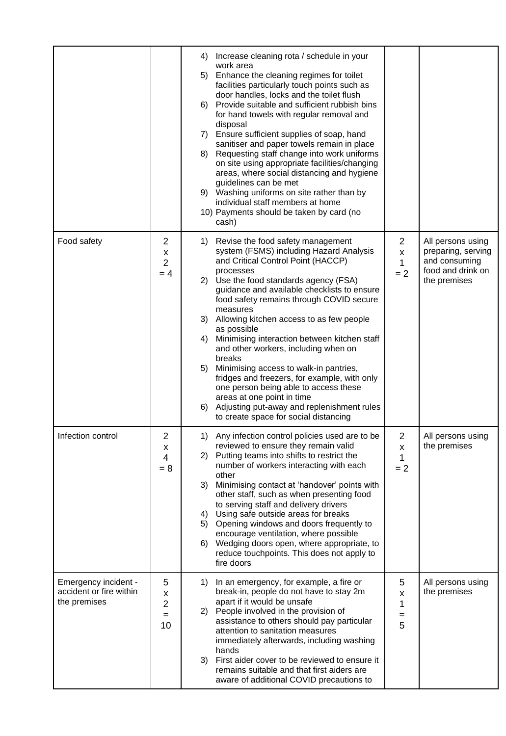| | | | | |
|---|---|---|---|---|
| | | 4) Increase cleaning rota / schedule in your work area<br>5) Enhance the cleaning regimes for toilet facilities particularly touch points such as door handles, locks and the toilet flush<br>6) Provide suitable and sufficient rubbish bins for hand towels with regular removal and disposal<br>7) Ensure sufficient supplies of soap, hand sanitiser and paper towels remain in place<br>8) Requesting staff change into work uniforms on site using appropriate facilities/changing areas, where social distancing and hygiene guidelines can be met<br>9) Washing uniforms on site rather than by individual staff members at home<br>10) Payments should be taken by card (no cash) | | |
| Food safety | 2 x 2 = 4 | 1) Revise the food safety management system (FSMS) including Hazard Analysis and Critical Control Point (HACCP) processes<br>2) Use the food standards agency (FSA) guidance and available checklists to ensure food safety remains through COVID secure measures<br>3) Allowing kitchen access to as few people as possible<br>4) Minimising interaction between kitchen staff and other workers, including when on breaks<br>5) Minimising access to walk-in pantries, fridges and freezers, for example, with only one person being able to access these areas at one point in time<br>6) Adjusting put-away and replenishment rules to create space for social distancing | 2 x 1 = 2 | All persons using preparing, serving and consuming food and drink on the premises |
| Infection control | 2 x 4 = 8 | 1) Any infection control policies used are to be reviewed to ensure they remain valid<br>2) Putting teams into shifts to restrict the number of workers interacting with each other<br>3) Minimising contact at 'handover' points with other staff, such as when presenting food to serving staff and delivery drivers<br>4) Using safe outside areas for breaks<br>5) Opening windows and doors frequently to encourage ventilation, where possible<br>6) Wedging doors open, where appropriate, to reduce touchpoints. This does not apply to fire doors | 2 x 1 = 2 | All persons using the premises |
| Emergency incident - accident or fire within the premises | 5 x 2 = 10 | 1) In an emergency, for example, a fire or break-in, people do not have to stay 2m apart if it would be unsafe<br>2) People involved in the provision of assistance to others should pay particular attention to sanitation measures immediately afterwards, including washing hands<br>3) First aider cover to be reviewed to ensure it remains suitable and that first aiders are aware of additional COVID precautions to | 5 x 1 = 5 | All persons using the premises |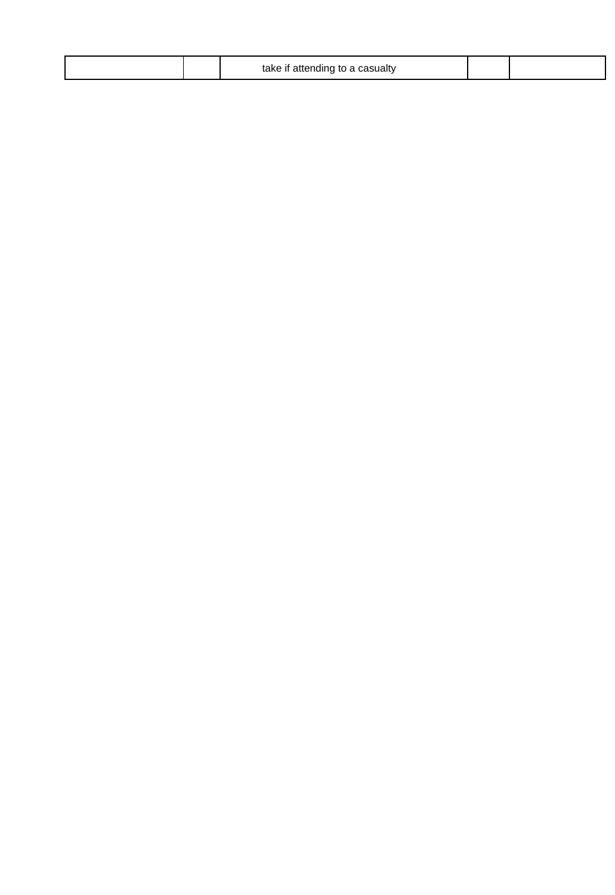| | | | | |
|---|---|---|---|---|
| | | take if attending to a casualty | | |